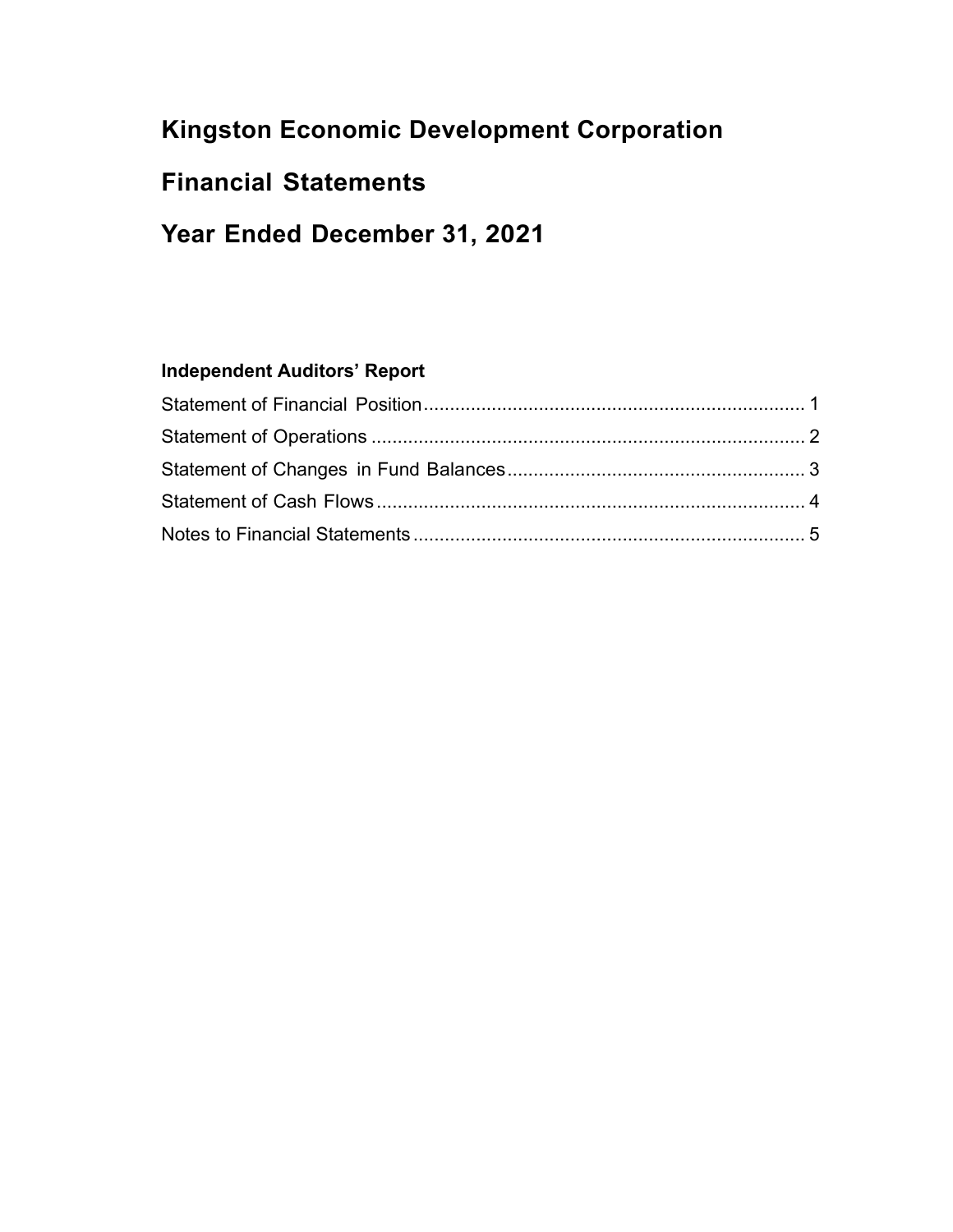# Kingston Economic Development Corporation

# Financial Statements

# Year Ended December 31, 2021

**Independent Auditors' Report**

| | |
|---|---|
| Statement of Financial Position | 1 |
| Statement of Operations | 2 |
| Statement of Changes in Fund Balances | 3 |
| Statement of Cash Flows | 4 |
| Notes to Financial Statements | 5 |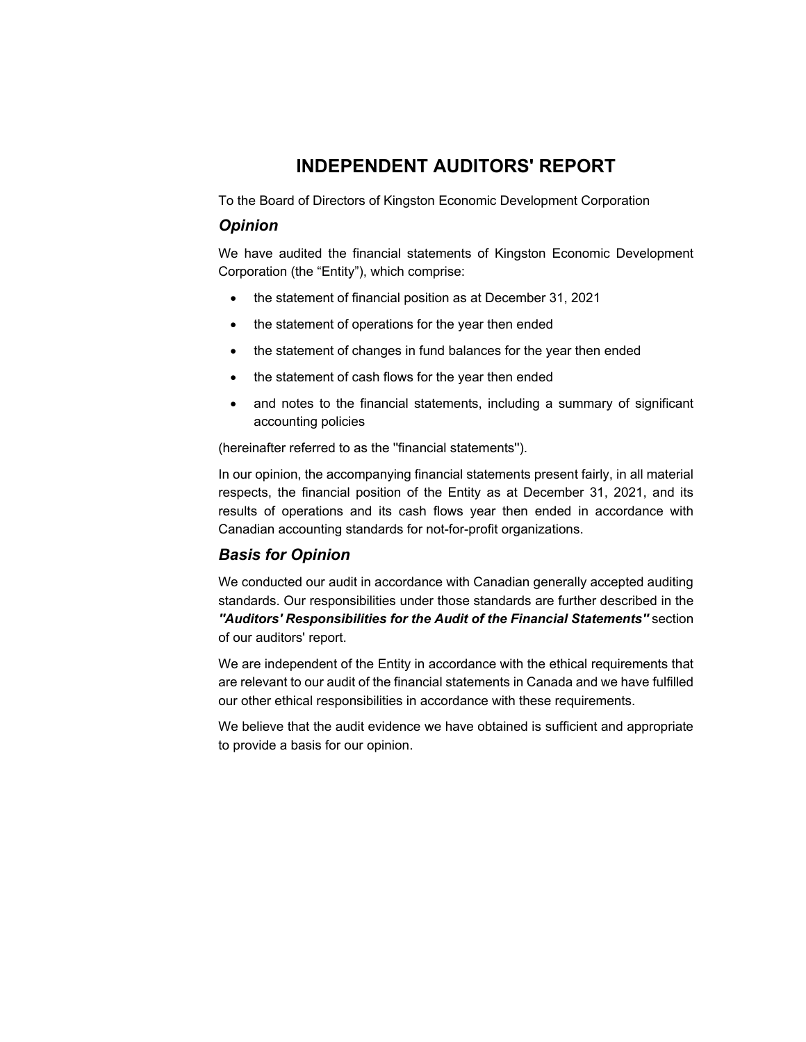# INDEPENDENT AUDITORS' REPORT

To the Board of Directors of Kingston Economic Development Corporation

## *Opinion*

We have audited the financial statements of Kingston Economic Development Corporation (the "Entity"), which comprise:

- the statement of financial position as at December 31, 2021
- the statement of operations for the year then ended
- the statement of changes in fund balances for the year then ended
- the statement of cash flows for the year then ended
- and notes to the financial statements, including a summary of significant accounting policies

(hereinafter referred to as the ''financial statements'').

In our opinion, the accompanying financial statements present fairly, in all material respects, the financial position of the Entity as at December 31, 2021, and its results of operations and its cash flows year then ended in accordance with Canadian accounting standards for not-for-profit organizations.

## *Basis for Opinion*

We conducted our audit in accordance with Canadian generally accepted auditing standards. Our responsibilities under those standards are further described in the ***''Auditors' Responsibilities for the Audit of the Financial Statements''*** section of our auditors' report.

We are independent of the Entity in accordance with the ethical requirements that are relevant to our audit of the financial statements in Canada and we have fulfilled our other ethical responsibilities in accordance with these requirements.

We believe that the audit evidence we have obtained is sufficient and appropriate to provide a basis for our opinion.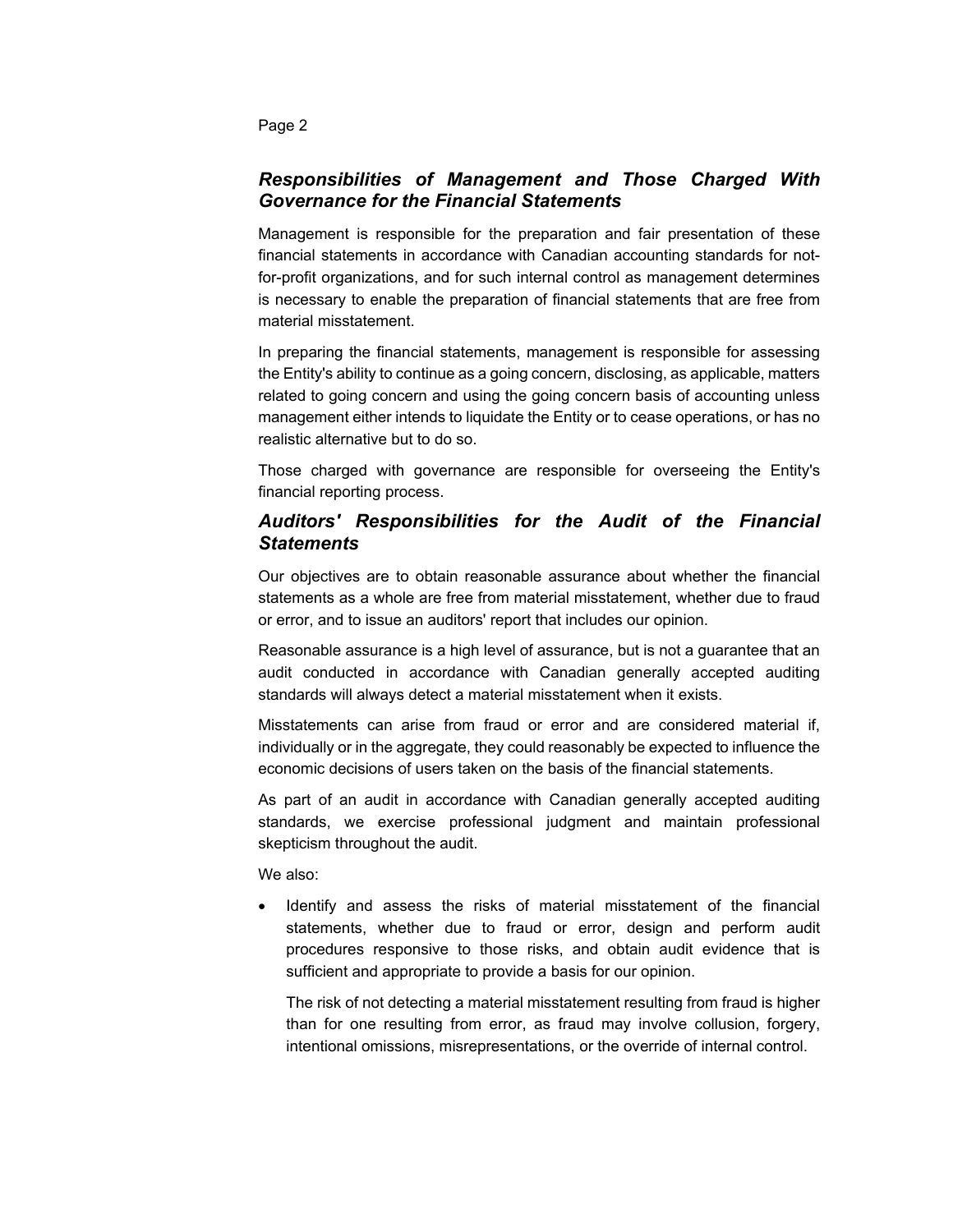### *Responsibilities of Management and Those Charged With Governance for the Financial Statements*

Management is responsible for the preparation and fair presentation of these financial statements in accordance with Canadian accounting standards for not-for-profit organizations, and for such internal control as management determines is necessary to enable the preparation of financial statements that are free from material misstatement.

In preparing the financial statements, management is responsible for assessing the Entity's ability to continue as a going concern, disclosing, as applicable, matters related to going concern and using the going concern basis of accounting unless management either intends to liquidate the Entity or to cease operations, or has no realistic alternative but to do so.

Those charged with governance are responsible for overseeing the Entity's financial reporting process.

### *Auditors' Responsibilities for the Audit of the Financial Statements*

Our objectives are to obtain reasonable assurance about whether the financial statements as a whole are free from material misstatement, whether due to fraud or error, and to issue an auditors' report that includes our opinion.

Reasonable assurance is a high level of assurance, but is not a guarantee that an audit conducted in accordance with Canadian generally accepted auditing standards will always detect a material misstatement when it exists.

Misstatements can arise from fraud or error and are considered material if, individually or in the aggregate, they could reasonably be expected to influence the economic decisions of users taken on the basis of the financial statements.

As part of an audit in accordance with Canadian generally accepted auditing standards, we exercise professional judgment and maintain professional skepticism throughout the audit.

We also:

- Identify and assess the risks of material misstatement of the financial statements, whether due to fraud or error, design and perform audit procedures responsive to those risks, and obtain audit evidence that is sufficient and appropriate to provide a basis for our opinion.

  The risk of not detecting a material misstatement resulting from fraud is higher than for one resulting from error, as fraud may involve collusion, forgery, intentional omissions, misrepresentations, or the override of internal control.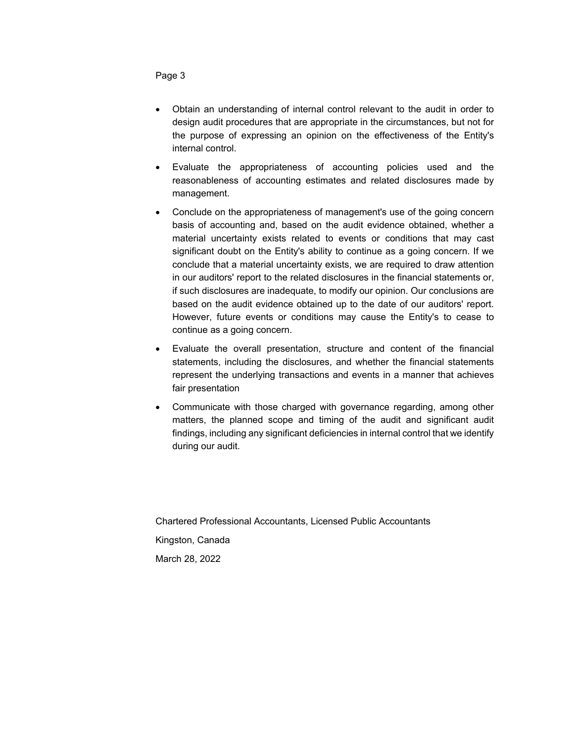- Obtain an understanding of internal control relevant to the audit in order to design audit procedures that are appropriate in the circumstances, but not for the purpose of expressing an opinion on the effectiveness of the Entity's internal control.

- Evaluate the appropriateness of accounting policies used and the reasonableness of accounting estimates and related disclosures made by management.

- Conclude on the appropriateness of management's use of the going concern basis of accounting and, based on the audit evidence obtained, whether a material uncertainty exists related to events or conditions that may cast significant doubt on the Entity's ability to continue as a going concern. If we conclude that a material uncertainty exists, we are required to draw attention in our auditors' report to the related disclosures in the financial statements or, if such disclosures are inadequate, to modify our opinion. Our conclusions are based on the audit evidence obtained up to the date of our auditors' report. However, future events or conditions may cause the Entity's to cease to continue as a going concern.

- Evaluate the overall presentation, structure and content of the financial statements, including the disclosures, and whether the financial statements represent the underlying transactions and events in a manner that achieves fair presentation

- Communicate with those charged with governance regarding, among other matters, the planned scope and timing of the audit and significant audit findings, including any significant deficiencies in internal control that we identify during our audit.

Chartered Professional Accountants, Licensed Public Accountants

Kingston, Canada

March 28, 2022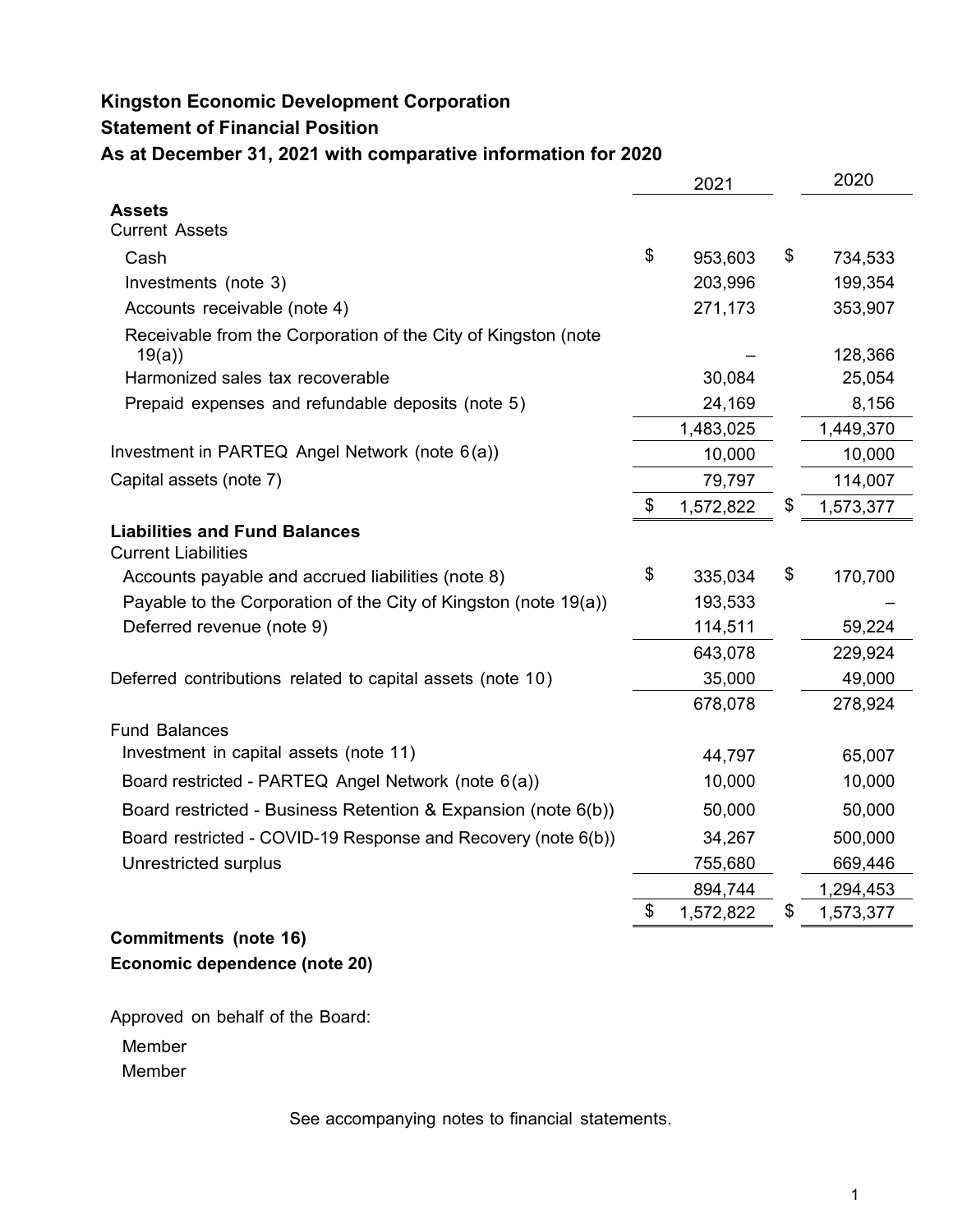# Kingston Economic Development Corporation

## Statement of Financial Position

## As at December 31, 2021 with comparative information for 2020

| | 2021 | 2020 |
|---|---|---|
| **Assets** | | |
| Current Assets | | |
| Cash | $ 953,603 | $ 734,533 |
| Investments (note 3) | 203,996 | 199,354 |
| Accounts receivable (note 4) | 271,173 | 353,907 |
| Receivable from the Corporation of the City of Kingston (note 19(a)) | – | 128,366 |
| Harmonized sales tax recoverable | 30,084 | 25,054 |
| Prepaid expenses and refundable deposits (note 5) | 24,169 | 8,156 |
| | 1,483,025 | 1,449,370 |
| Investment in PARTEQ Angel Network (note 6(a)) | 10,000 | 10,000 |
| Capital assets (note 7) | 79,797 | 114,007 |
| | $ 1,572,822 | $ 1,573,377 |
| **Liabilities and Fund Balances** | | |
| Current Liabilities | | |
| Accounts payable and accrued liabilities (note 8) | $ 335,034 | $ 170,700 |
| Payable to the Corporation of the City of Kingston (note 19(a)) | 193,533 | – |
| Deferred revenue (note 9) | 114,511 | 59,224 |
| | 643,078 | 229,924 |
| Deferred contributions related to capital assets (note 10) | 35,000 | 49,000 |
| | 678,078 | 278,924 |
| Fund Balances | | |
| Investment in capital assets (note 11) | 44,797 | 65,007 |
| Board restricted - PARTEQ Angel Network (note 6(a)) | 10,000 | 10,000 |
| Board restricted - Business Retention & Expansion (note 6(b)) | 50,000 | 50,000 |
| Board restricted - COVID-19 Response and Recovery (note 6(b)) | 34,267 | 500,000 |
| Unrestricted surplus | 755,680 | 669,446 |
| | 894,744 | 1,294,453 |
| | $ 1,572,822 | $ 1,573,377 |

**Commitments (note 16)**

**Economic dependence (note 20)**

Approved on behalf of the Board:

Member

Member

See accompanying notes to financial statements.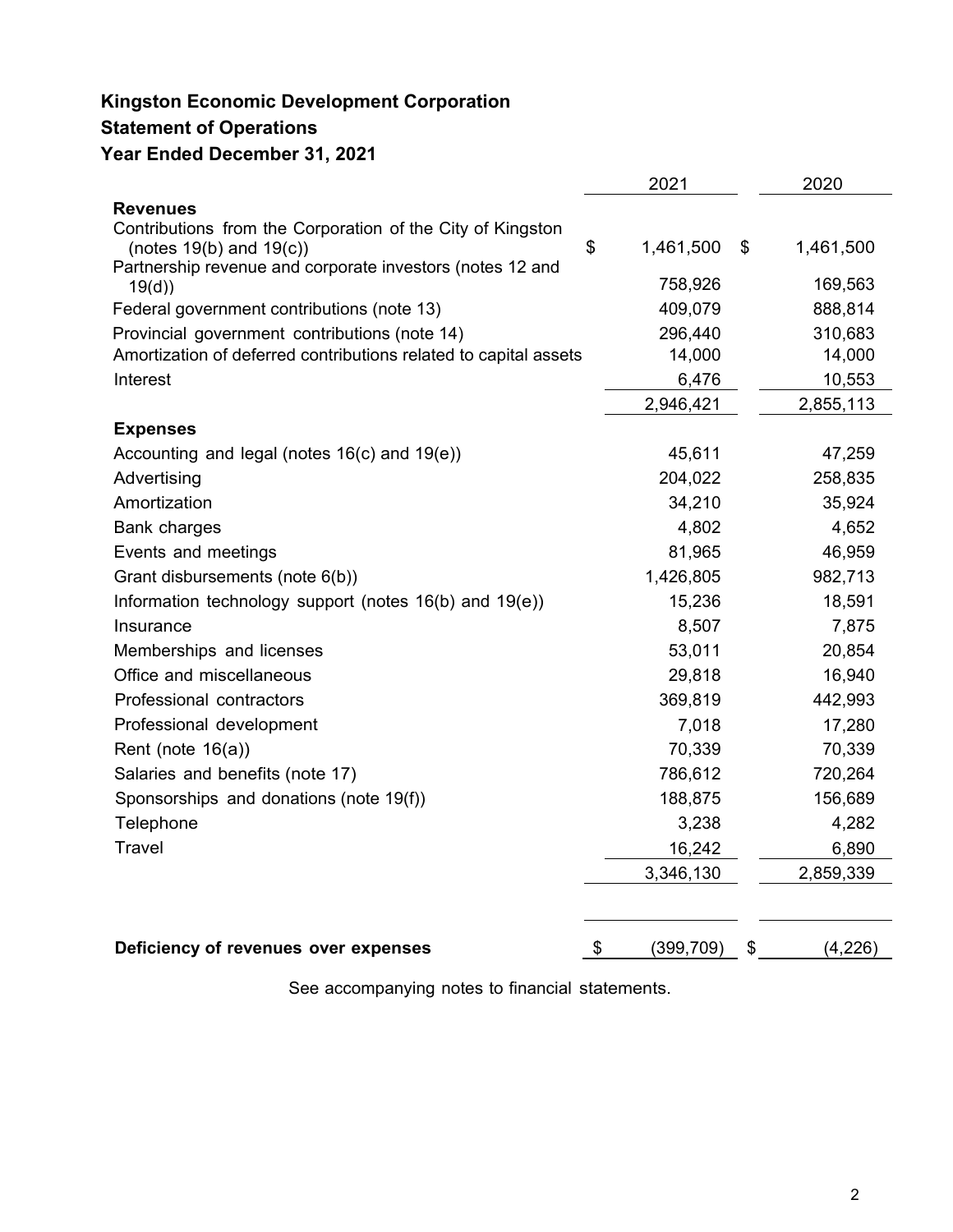**Kingston Economic Development Corporation**

**Statement of Operations**

**Year Ended December 31, 2021**

| | 2021 | 2020 |
|---|---|---|
| **Revenues** | | |
| Contributions from the Corporation of the City of Kingston (notes 19(b) and 19(c)) | $ 1,461,500 | $ 1,461,500 |
| Partnership revenue and corporate investors (notes 12 and 19(d)) | 758,926 | 169,563 |
| Federal government contributions (note 13) | 409,079 | 888,814 |
| Provincial government contributions (note 14) | 296,440 | 310,683 |
| Amortization of deferred contributions related to capital assets | 14,000 | 14,000 |
| Interest | 6,476 | 10,553 |
| | 2,946,421 | 2,855,113 |
| **Expenses** | | |
| Accounting and legal (notes 16(c) and 19(e)) | 45,611 | 47,259 |
| Advertising | 204,022 | 258,835 |
| Amortization | 34,210 | 35,924 |
| Bank charges | 4,802 | 4,652 |
| Events and meetings | 81,965 | 46,959 |
| Grant disbursements (note 6(b)) | 1,426,805 | 982,713 |
| Information technology support (notes 16(b) and 19(e)) | 15,236 | 18,591 |
| Insurance | 8,507 | 7,875 |
| Memberships and licenses | 53,011 | 20,854 |
| Office and miscellaneous | 29,818 | 16,940 |
| Professional contractors | 369,819 | 442,993 |
| Professional development | 7,018 | 17,280 |
| Rent (note 16(a)) | 70,339 | 70,339 |
| Salaries and benefits (note 17) | 786,612 | 720,264 |
| Sponsorships and donations (note 19(f)) | 188,875 | 156,689 |
| Telephone | 3,238 | 4,282 |
| Travel | 16,242 | 6,890 |
| | 3,346,130 | 2,859,339 |
| **Deficiency of revenues over expenses** | $ (399,709) | $ (4,226) |

See accompanying notes to financial statements.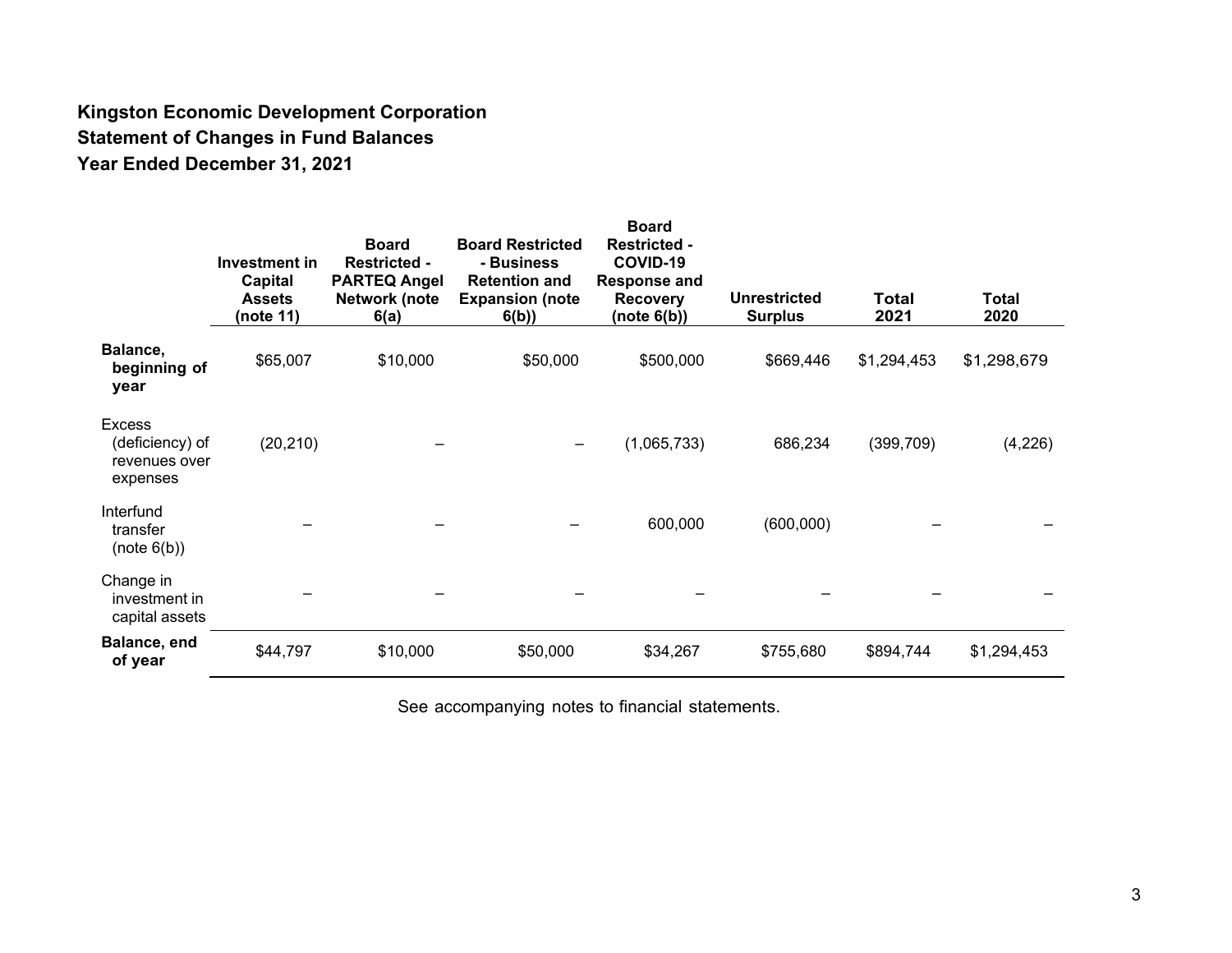**Kingston Economic Development Corporation**
**Statement of Changes in Fund Balances**
**Year Ended December 31, 2021**

| | Investment in Capital Assets (note 11) | Board Restricted - PARTEQ Angel Network (note 6(a) | Board Restricted - Business Retention and Expansion (note 6(b)) | Board Restricted - COVID-19 Response and Recovery (note 6(b)) | Unrestricted Surplus | Total 2021 | Total 2020 |
|---|---|---|---|---|---|---|---|
| **Balance, beginning of year** | $65,007 | $10,000 | $50,000 | $500,000 | $669,446 | $1,294,453 | $1,298,679 |
| Excess (deficiency) of revenues over expenses | (20,210) | – | – | (1,065,733) | 686,234 | (399,709) | (4,226) |
| Interfund transfer (note 6(b)) | – | – | – | 600,000 | (600,000) | – | – |
| Change in investment in capital assets | – | – | – | – | – | – | – |
| **Balance, end of year** | $44,797 | $10,000 | $50,000 | $34,267 | $755,680 | $894,744 | $1,294,453 |

See accompanying notes to financial statements.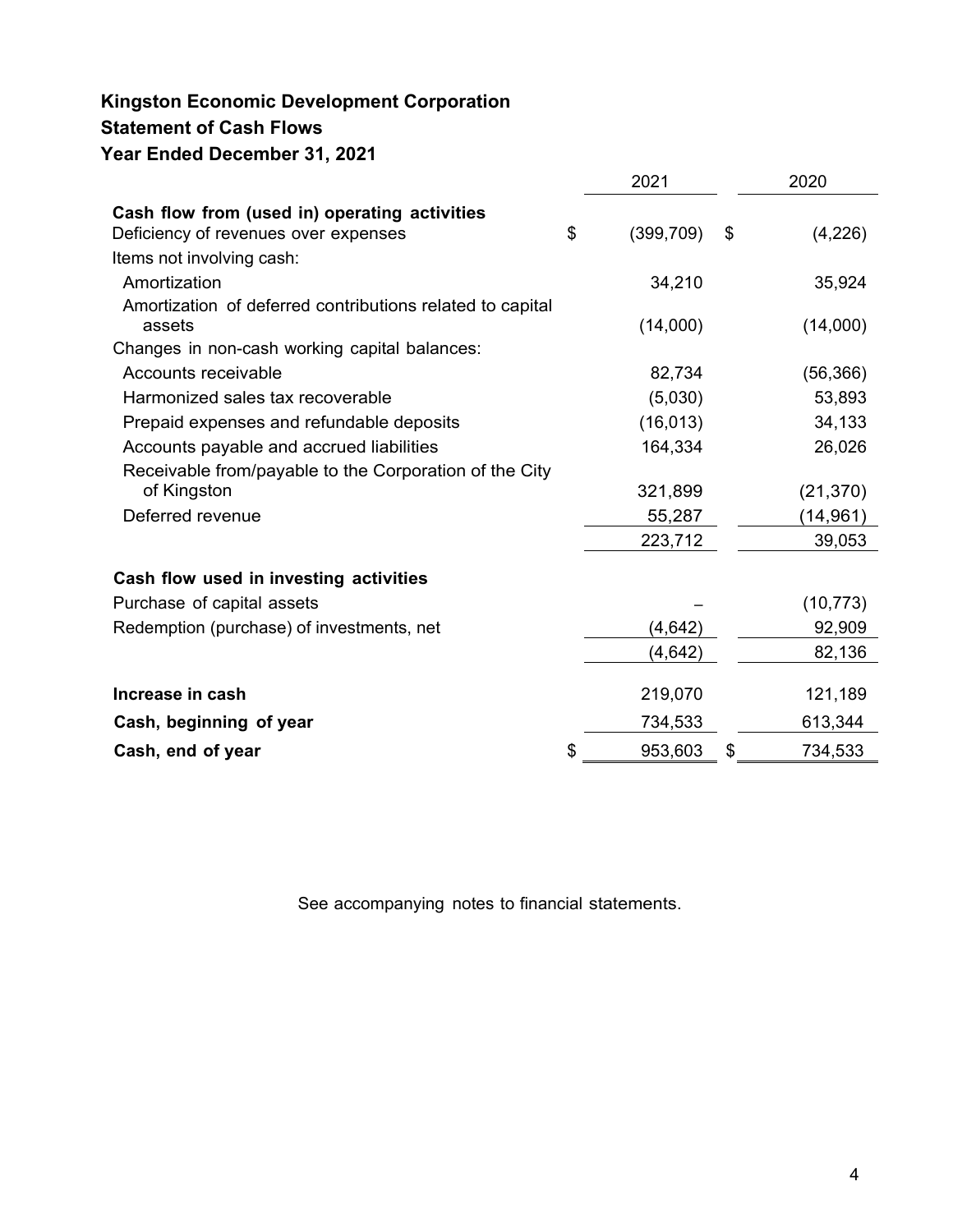# Kingston Economic Development Corporation
## Statement of Cash Flows
### Year Ended December 31, 2021

| | 2021 | 2020 |
|---|---|---|
| **Cash flow from (used in) operating activities** | | |
| Deficiency of revenues over expenses | $ (399,709) | $ (4,226) |
| Items not involving cash: | | |
| Amortization | 34,210 | 35,924 |
| Amortization of deferred contributions related to capital assets | (14,000) | (14,000) |
| Changes in non-cash working capital balances: | | |
| Accounts receivable | 82,734 | (56,366) |
| Harmonized sales tax recoverable | (5,030) | 53,893 |
| Prepaid expenses and refundable deposits | (16,013) | 34,133 |
| Accounts payable and accrued liabilities | 164,334 | 26,026 |
| Receivable from/payable to the Corporation of the City of Kingston | 321,899 | (21,370) |
| Deferred revenue | 55,287 | (14,961) |
| | 223,712 | 39,053 |
| **Cash flow used in investing activities** | | |
| Purchase of capital assets | – | (10,773) |
| Redemption (purchase) of investments, net | (4,642) | 92,909 |
| | (4,642) | 82,136 |
| **Increase in cash** | 219,070 | 121,189 |
| **Cash, beginning of year** | 734,533 | 613,344 |
| **Cash, end of year** | $ 953,603 | $ 734,533 |

See accompanying notes to financial statements.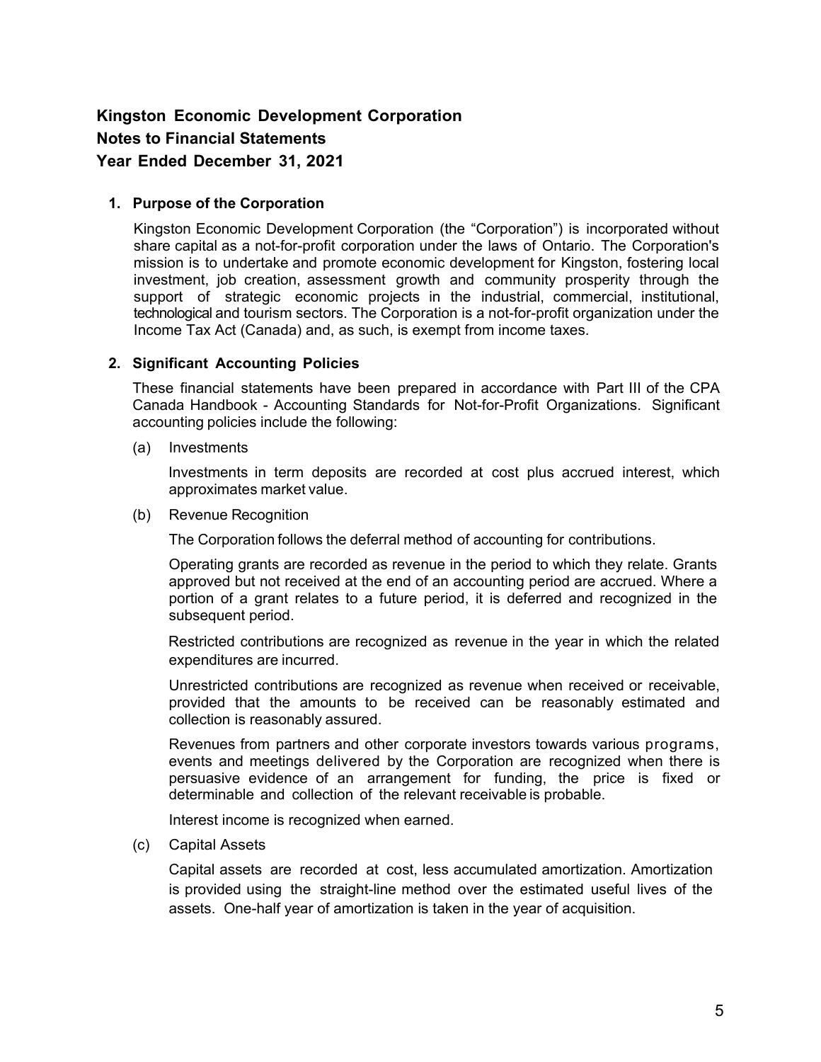# Kingston Economic Development Corporation

## Notes to Financial Statements

## Year Ended December 31, 2021

### 1. Purpose of the Corporation

Kingston Economic Development Corporation (the "Corporation") is incorporated without share capital as a not-for-profit corporation under the laws of Ontario. The Corporation's mission is to undertake and promote economic development for Kingston, fostering local investment, job creation, assessment growth and community prosperity through the support of strategic economic projects in the industrial, commercial, institutional, technological and tourism sectors. The Corporation is a not-for-profit organization under the Income Tax Act (Canada) and, as such, is exempt from income taxes.

### 2. Significant Accounting Policies

These financial statements have been prepared in accordance with Part III of the CPA Canada Handbook - Accounting Standards for Not-for-Profit Organizations. Significant accounting policies include the following:

(a) Investments

Investments in term deposits are recorded at cost plus accrued interest, which approximates market value.

(b) Revenue Recognition

The Corporation follows the deferral method of accounting for contributions.

Operating grants are recorded as revenue in the period to which they relate. Grants approved but not received at the end of an accounting period are accrued. Where a portion of a grant relates to a future period, it is deferred and recognized in the subsequent period.

Restricted contributions are recognized as revenue in the year in which the related expenditures are incurred.

Unrestricted contributions are recognized as revenue when received or receivable, provided that the amounts to be received can be reasonably estimated and collection is reasonably assured.

Revenues from partners and other corporate investors towards various programs, events and meetings delivered by the Corporation are recognized when there is persuasive evidence of an arrangement for funding, the price is fixed or determinable and collection of the relevant receivable is probable.

Interest income is recognized when earned.

(c) Capital Assets

Capital assets are recorded at cost, less accumulated amortization. Amortization is provided using the straight-line method over the estimated useful lives of the assets. One-half year of amortization is taken in the year of acquisition.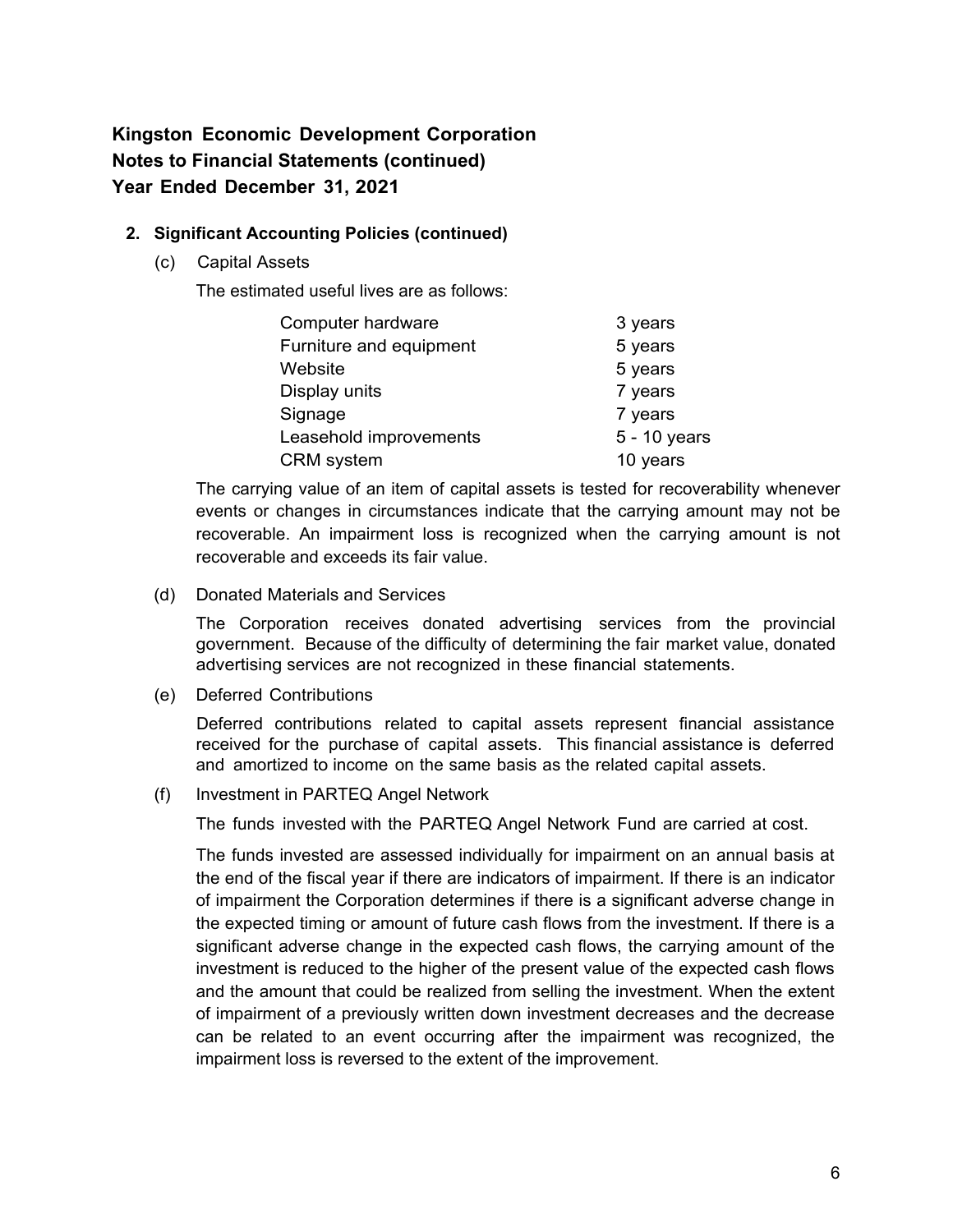**Kingston Economic Development Corporation**
**Notes to Financial Statements (continued)**
**Year Ended December 31, 2021**

**2. Significant Accounting Policies (continued)**

(c) Capital Assets

The estimated useful lives are as follows:

| | |
|---|---|
| Computer hardware | 3 years |
| Furniture and equipment | 5 years |
| Website | 5 years |
| Display units | 7 years |
| Signage | 7 years |
| Leasehold improvements | 5 - 10 years |
| CRM system | 10 years |

The carrying value of an item of capital assets is tested for recoverability whenever events or changes in circumstances indicate that the carrying amount may not be recoverable. An impairment loss is recognized when the carrying amount is not recoverable and exceeds its fair value.

(d) Donated Materials and Services

The Corporation receives donated advertising services from the provincial government. Because of the difficulty of determining the fair market value, donated advertising services are not recognized in these financial statements.

(e) Deferred Contributions

Deferred contributions related to capital assets represent financial assistance received for the purchase of capital assets. This financial assistance is deferred and amortized to income on the same basis as the related capital assets.

(f) Investment in PARTEQ Angel Network

The funds invested with the PARTEQ Angel Network Fund are carried at cost.

The funds invested are assessed individually for impairment on an annual basis at the end of the fiscal year if there are indicators of impairment. If there is an indicator of impairment the Corporation determines if there is a significant adverse change in the expected timing or amount of future cash flows from the investment. If there is a significant adverse change in the expected cash flows, the carrying amount of the investment is reduced to the higher of the present value of the expected cash flows and the amount that could be realized from selling the investment. When the extent of impairment of a previously written down investment decreases and the decrease can be related to an event occurring after the impairment was recognized, the impairment loss is reversed to the extent of the improvement.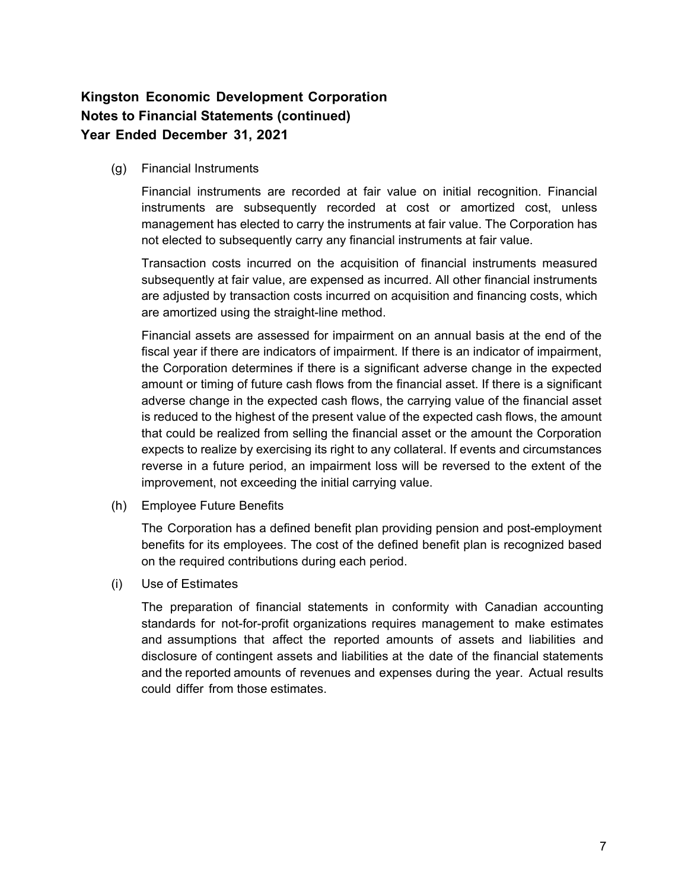**Kingston Economic Development Corporation**
**Notes to Financial Statements (continued)**
**Year Ended December 31, 2021**

(g) Financial Instruments

Financial instruments are recorded at fair value on initial recognition. Financial instruments are subsequently recorded at cost or amortized cost, unless management has elected to carry the instruments at fair value. The Corporation has not elected to subsequently carry any financial instruments at fair value.

Transaction costs incurred on the acquisition of financial instruments measured subsequently at fair value, are expensed as incurred. All other financial instruments are adjusted by transaction costs incurred on acquisition and financing costs, which are amortized using the straight-line method.

Financial assets are assessed for impairment on an annual basis at the end of the fiscal year if there are indicators of impairment. If there is an indicator of impairment, the Corporation determines if there is a significant adverse change in the expected amount or timing of future cash flows from the financial asset. If there is a significant adverse change in the expected cash flows, the carrying value of the financial asset is reduced to the highest of the present value of the expected cash flows, the amount that could be realized from selling the financial asset or the amount the Corporation expects to realize by exercising its right to any collateral. If events and circumstances reverse in a future period, an impairment loss will be reversed to the extent of the improvement, not exceeding the initial carrying value.

(h) Employee Future Benefits

The Corporation has a defined benefit plan providing pension and post-employment benefits for its employees. The cost of the defined benefit plan is recognized based on the required contributions during each period.

(i) Use of Estimates

The preparation of financial statements in conformity with Canadian accounting standards for not-for-profit organizations requires management to make estimates and assumptions that affect the reported amounts of assets and liabilities and disclosure of contingent assets and liabilities at the date of the financial statements and the reported amounts of revenues and expenses during the year. Actual results could differ from those estimates.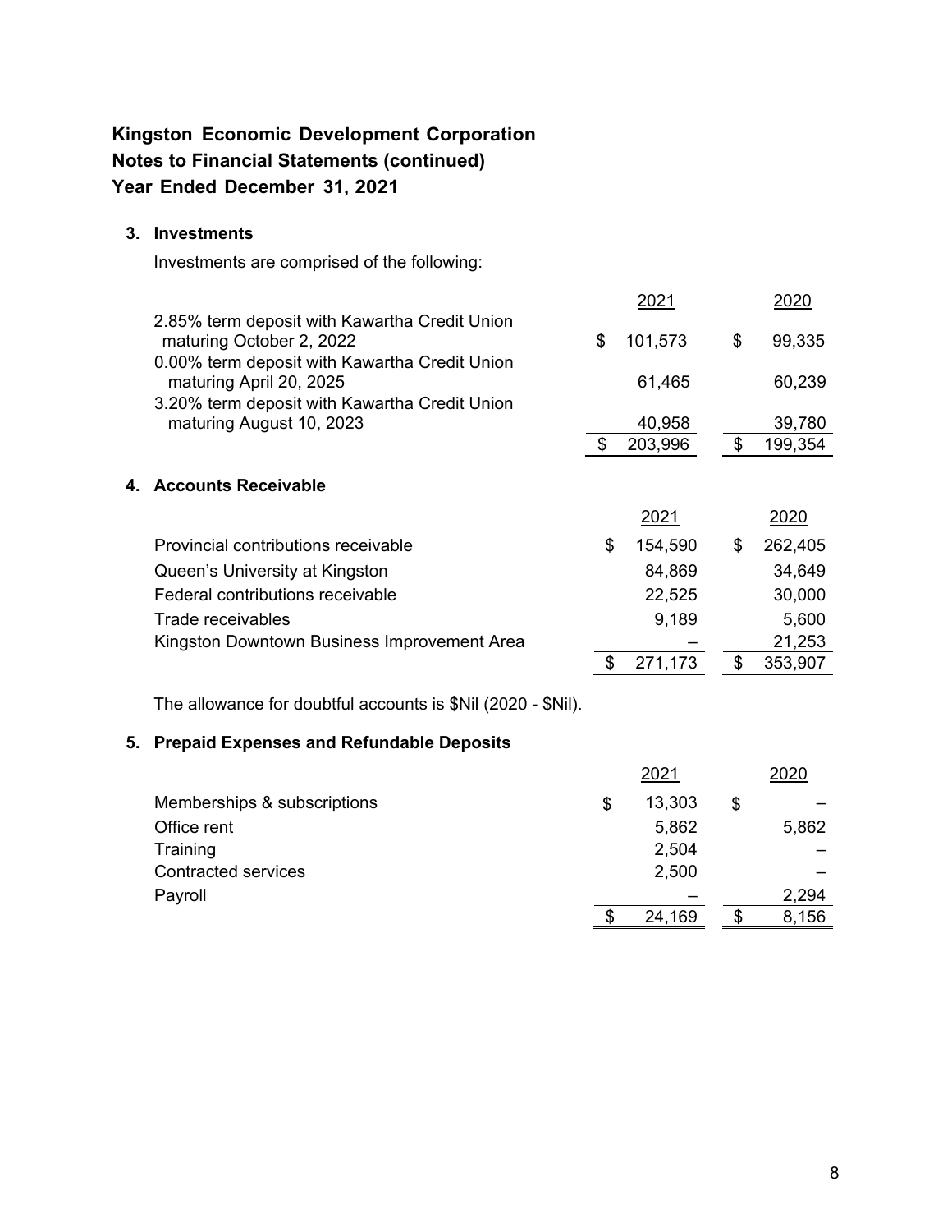# Kingston Economic Development Corporation
# Notes to Financial Statements (continued)
# Year Ended December 31, 2021

## 3. Investments

Investments are comprised of the following:

| | 2021 | 2020 |
|---|---|---|
| 2.85% term deposit with Kawartha Credit Union maturing October 2, 2022 | $ 101,573 | $ 99,335 |
| 0.00% term deposit with Kawartha Credit Union maturing April 20, 2025 | 61,465 | 60,239 |
| 3.20% term deposit with Kawartha Credit Union maturing August 10, 2023 | 40,958 | 39,780 |
| | $ 203,996 | $ 199,354 |

## 4. Accounts Receivable

| | 2021 | 2020 |
|---|---|---|
| Provincial contributions receivable | $ 154,590 | $ 262,405 |
| Queen's University at Kingston | 84,869 | 34,649 |
| Federal contributions receivable | 22,525 | 30,000 |
| Trade receivables | 9,189 | 5,600 |
| Kingston Downtown Business Improvement Area | – | 21,253 |
| | $ 271,173 | $ 353,907 |

The allowance for doubtful accounts is $Nil (2020 - $Nil).

## 5. Prepaid Expenses and Refundable Deposits

| | 2021 | 2020 |
|---|---|---|
| Memberships & subscriptions | $ 13,303 | $ – |
| Office rent | 5,862 | 5,862 |
| Training | 2,504 | – |
| Contracted services | 2,500 | – |
| Payroll | – | 2,294 |
| | $ 24,169 | $ 8,156 |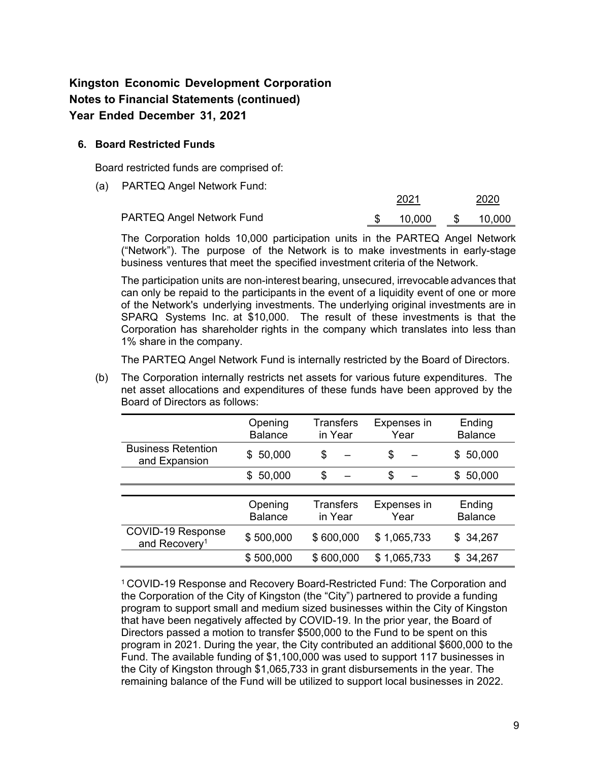**Kingston Economic Development Corporation**
**Notes to Financial Statements (continued)**
**Year Ended December 31, 2021**

**6. Board Restricted Funds**

Board restricted funds are comprised of:

(a) PARTEQ Angel Network Fund:

| | 2021 | 2020 |
|---|---|---|
| PARTEQ Angel Network Fund | $ 10,000 | $ 10,000 |

The Corporation holds 10,000 participation units in the PARTEQ Angel Network ("Network"). The purpose of the Network is to make investments in early-stage business ventures that meet the specified investment criteria of the Network.

The participation units are non-interest bearing, unsecured, irrevocable advances that can only be repaid to the participants in the event of a liquidity event of one or more of the Network's underlying investments. The underlying original investments are in SPARQ Systems Inc. at $10,000. The result of these investments is that the Corporation has shareholder rights in the company which translates into less than 1% share in the company.

The PARTEQ Angel Network Fund is internally restricted by the Board of Directors.

(b) The Corporation internally restricts net assets for various future expenditures. The net asset allocations and expenditures of these funds have been approved by the Board of Directors as follows:

| | Opening Balance | Transfers in Year | Expenses in Year | Ending Balance |
|---|---|---|---|---|
| Business Retention and Expansion | $ 50,000 | $ – | $ – | $ 50,000 |
| | $ 50,000 | $ – | $ – | $ 50,000 |

| | Opening Balance | Transfers in Year | Expenses in Year | Ending Balance |
|---|---|---|---|---|
| COVID-19 Response and Recovery[1] | $ 500,000 | $ 600,000 | $ 1,065,733 | $ 34,267 |
| | $ 500,000 | $ 600,000 | $ 1,065,733 | $ 34,267 |

[1] COVID-19 Response and Recovery Board-Restricted Fund: The Corporation and the Corporation of the City of Kingston (the "City") partnered to provide a funding program to support small and medium sized businesses within the City of Kingston that have been negatively affected by COVID-19. In the prior year, the Board of Directors passed a motion to transfer $500,000 to the Fund to be spent on this program in 2021. During the year, the City contributed an additional $600,000 to the Fund. The available funding of $1,100,000 was used to support 117 businesses in the City of Kingston through $1,065,733 in grant disbursements in the year. The remaining balance of the Fund will be utilized to support local businesses in 2022.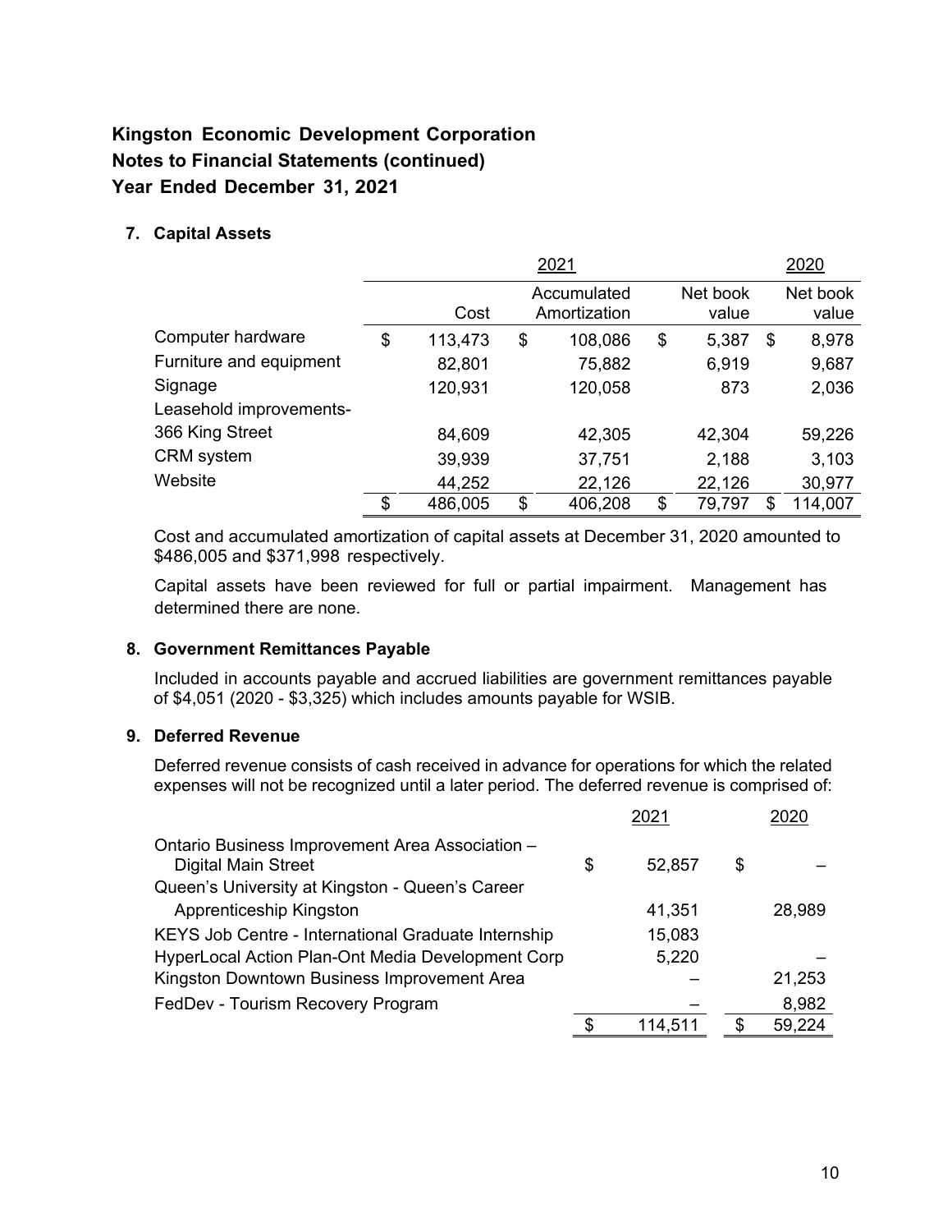# Kingston Economic Development Corporation
## Notes to Financial Statements (continued)
## Year Ended December 31, 2021

### 7. Capital Assets

| | 2021 | | | 2020 |
|---|---|---|---|---|
| | Cost | Accumulated Amortization | Net book value | Net book value |
| Computer hardware | $ 113,473 | $ 108,086 | $ 5,387 | $ 8,978 |
| Furniture and equipment | 82,801 | 75,882 | 6,919 | 9,687 |
| Signage | 120,931 | 120,058 | 873 | 2,036 |
| Leasehold improvements- 366 King Street | 84,609 | 42,305 | 42,304 | 59,226 |
| CRM system | 39,939 | 37,751 | 2,188 | 3,103 |
| Website | 44,252 | 22,126 | 22,126 | 30,977 |
| | $ 486,005 | $ 406,208 | $ 79,797 | $ 114,007 |

Cost and accumulated amortization of capital assets at December 31, 2020 amounted to $486,005 and $371,998 respectively.

Capital assets have been reviewed for full or partial impairment. Management has determined there are none.

### 8. Government Remittances Payable

Included in accounts payable and accrued liabilities are government remittances payable of $4,051 (2020 - $3,325) which includes amounts payable for WSIB.

### 9. Deferred Revenue

Deferred revenue consists of cash received in advance for operations for which the related expenses will not be recognized until a later period. The deferred revenue is comprised of:

| | 2021 | 2020 |
|---|---|---|
| Ontario Business Improvement Area Association – Digital Main Street | $ 52,857 | $ – |
| Queen's University at Kingston - Queen's Career Apprenticeship Kingston | 41,351 | 28,989 |
| KEYS Job Centre - International Graduate Internship | 15,083 | |
| HyperLocal Action Plan-Ont Media Development Corp | 5,220 | – |
| Kingston Downtown Business Improvement Area | – | 21,253 |
| FedDev - Tourism Recovery Program | – | 8,982 |
| | $ 114,511 | $ 59,224 |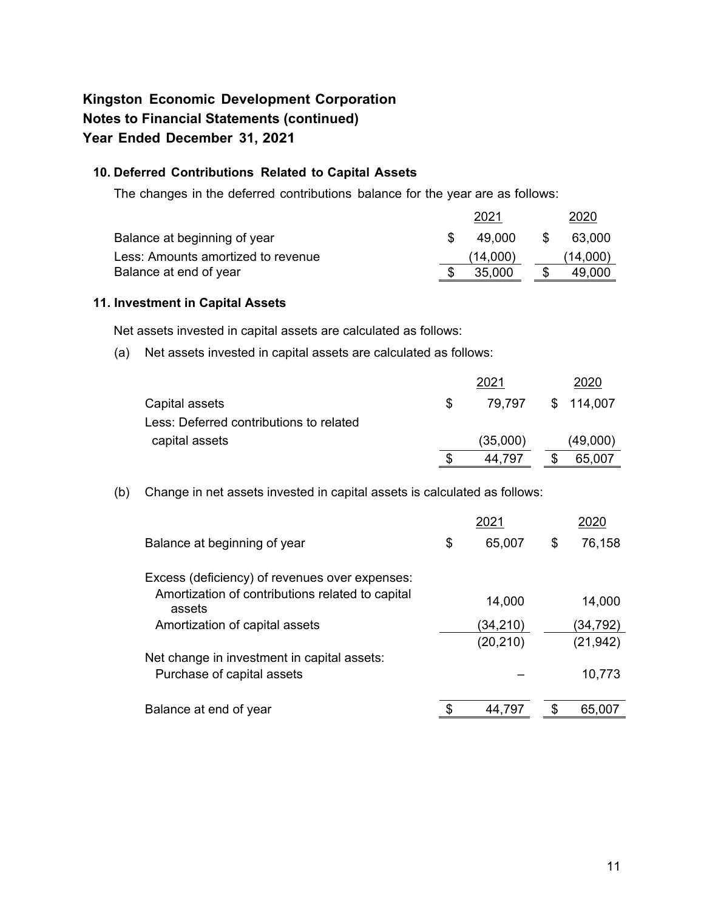# Kingston Economic Development Corporation
# Notes to Financial Statements (continued)
# Year Ended December 31, 2021

## 10. Deferred Contributions Related to Capital Assets

The changes in the deferred contributions balance for the year are as follows:

| | 2021 | 2020 |
|---|---|---|
| Balance at beginning of year | $ 49,000 | $ 63,000 |
| Less: Amounts amortized to revenue | (14,000) | (14,000) |
| Balance at end of year | $ 35,000 | $ 49,000 |

## 11. Investment in Capital Assets

Net assets invested in capital assets are calculated as follows:

(a) Net assets invested in capital assets are calculated as follows:

| | 2021 | 2020 |
|---|---|---|
| Capital assets | $ 79,797 | $ 114,007 |
| Less: Deferred contributions to related capital assets | (35,000) | (49,000) |
| | $ 44,797 | $ 65,007 |

(b) Change in net assets invested in capital assets is calculated as follows:

| | 2021 | 2020 |
|---|---|---|
| Balance at beginning of year | $ 65,007 | $ 76,158 |
| Excess (deficiency) of revenues over expenses: | | |
| Amortization of contributions related to capital assets | 14,000 | 14,000 |
| Amortization of capital assets | (34,210) | (34,792) |
| | (20,210) | (21,942) |
| Net change in investment in capital assets: | | |
| Purchase of capital assets | – | 10,773 |
| Balance at end of year | $ 44,797 | $ 65,007 |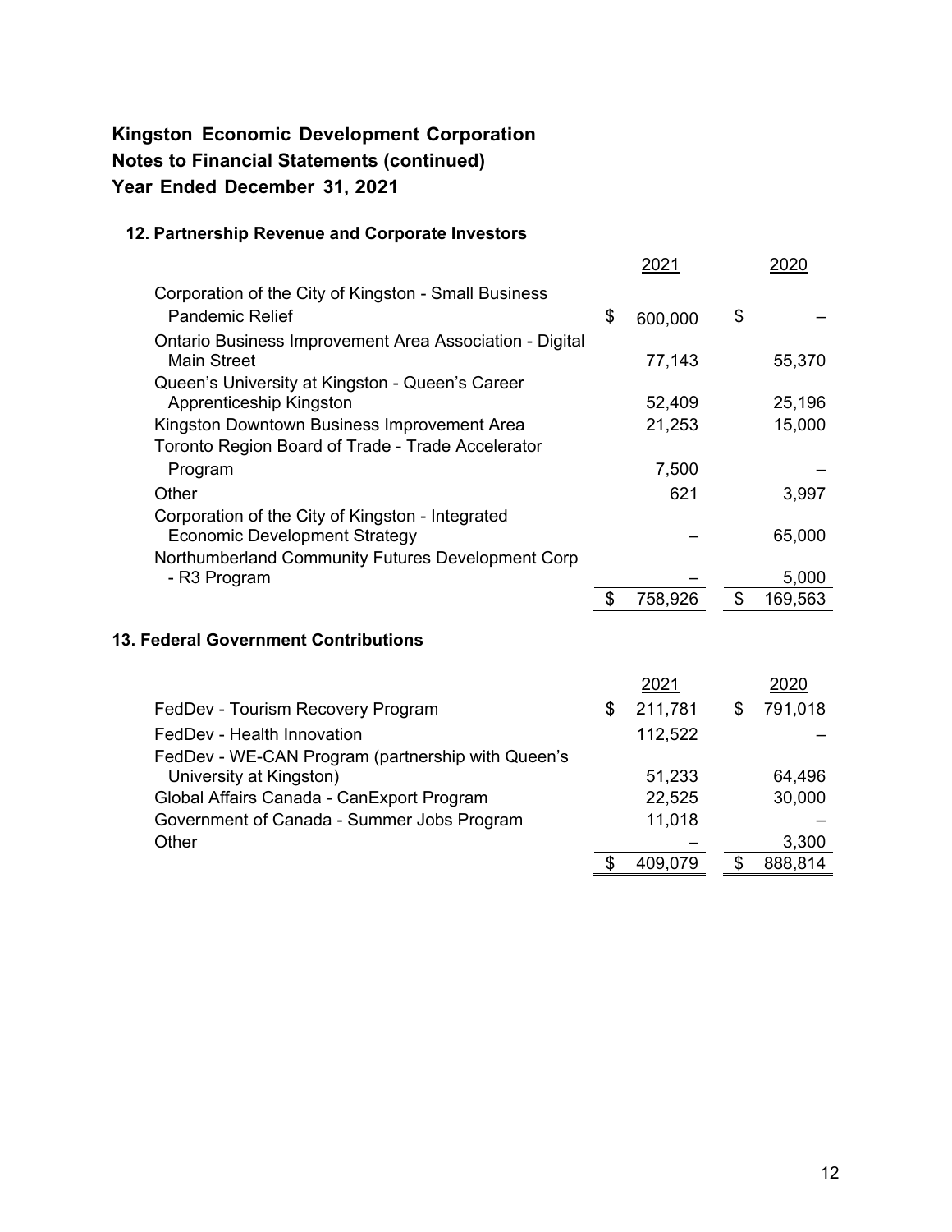# Kingston Economic Development Corporation
# Notes to Financial Statements (continued)
# Year Ended December 31, 2021

## 12. Partnership Revenue and Corporate Investors

| | 2021 | 2020 |
|---|---|---|
| Corporation of the City of Kingston - Small Business Pandemic Relief | $ 600,000 | $ – |
| Ontario Business Improvement Area Association - Digital Main Street | 77,143 | 55,370 |
| Queen's University at Kingston - Queen's Career Apprenticeship Kingston | 52,409 | 25,196 |
| Kingston Downtown Business Improvement Area | 21,253 | 15,000 |
| Toronto Region Board of Trade - Trade Accelerator Program | 7,500 | – |
| Other | 621 | 3,997 |
| Corporation of the City of Kingston - Integrated Economic Development Strategy | – | 65,000 |
| Northumberland Community Futures Development Corp - R3 Program | – | 5,000 |
| | $ 758,926 | $ 169,563 |

## 13. Federal Government Contributions

| | 2021 | 2020 |
|---|---|---|
| FedDev - Tourism Recovery Program | $ 211,781 | $ 791,018 |
| FedDev - Health Innovation | 112,522 | – |
| FedDev - WE-CAN Program (partnership with Queen's University at Kingston) | 51,233 | 64,496 |
| Global Affairs Canada - CanExport Program | 22,525 | 30,000 |
| Government of Canada - Summer Jobs Program | 11,018 | – |
| Other | – | 3,300 |
| | $ 409,079 | $ 888,814 |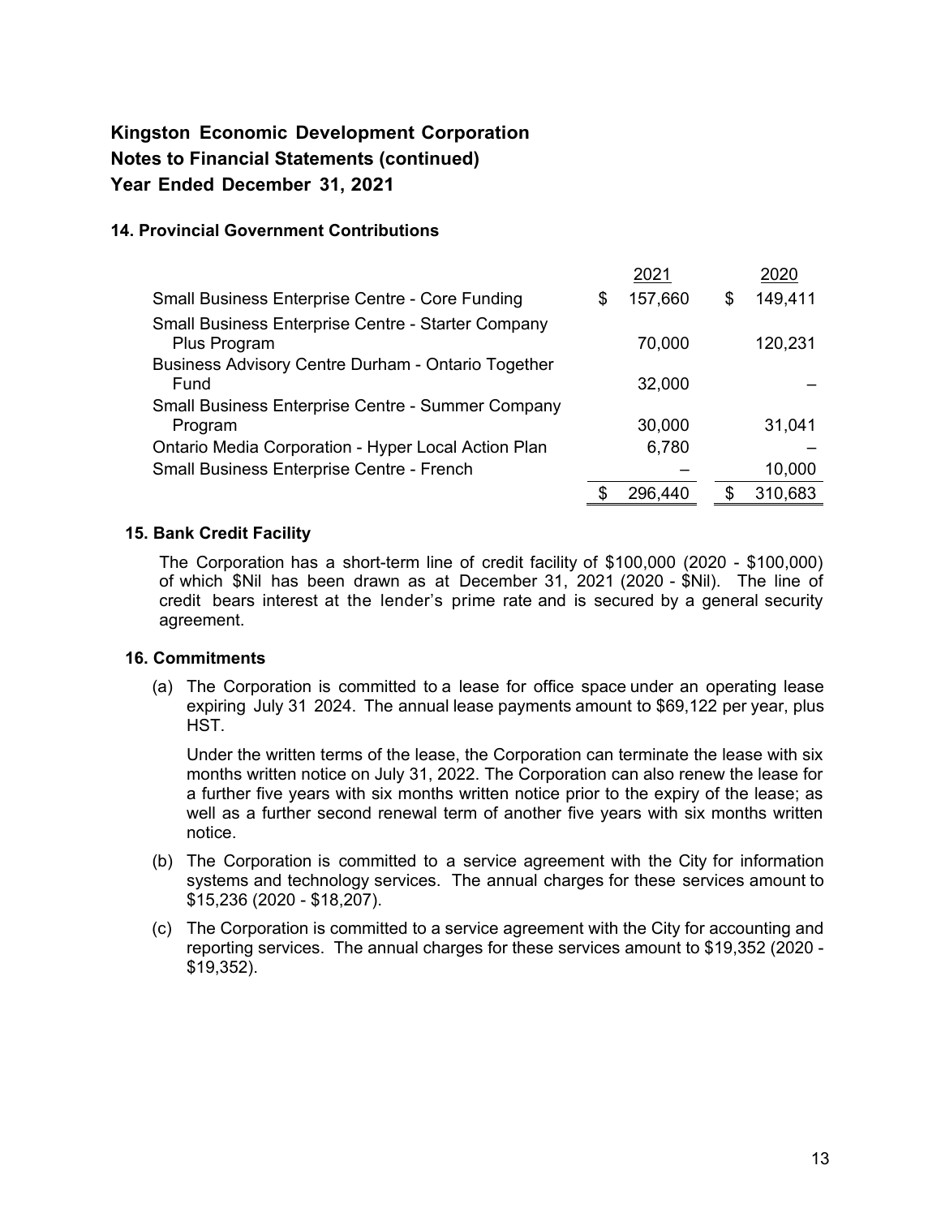# Kingston Economic Development Corporation
# Notes to Financial Statements (continued)
# Year Ended December 31, 2021

### 14. Provincial Government Contributions

| | 2021 | 2020 |
|---|---|---|
| Small Business Enterprise Centre - Core Funding | $ 157,660 | $ 149,411 |
| Small Business Enterprise Centre - Starter Company Plus Program | 70,000 | 120,231 |
| Business Advisory Centre Durham - Ontario Together Fund | 32,000 | – |
| Small Business Enterprise Centre - Summer Company Program | 30,000 | 31,041 |
| Ontario Media Corporation - Hyper Local Action Plan | 6,780 | – |
| Small Business Enterprise Centre - French | – | 10,000 |
| | $ 296,440 | $ 310,683 |

### 15. Bank Credit Facility

The Corporation has a short-term line of credit facility of $100,000 (2020 - $100,000) of which $Nil has been drawn as at December 31, 2021 (2020 - $Nil). The line of credit bears interest at the lender's prime rate and is secured by a general security agreement.

### 16. Commitments

(a) The Corporation is committed to a lease for office space under an operating lease expiring July 31 2024. The annual lease payments amount to $69,122 per year, plus HST.

Under the written terms of the lease, the Corporation can terminate the lease with six months written notice on July 31, 2022. The Corporation can also renew the lease for a further five years with six months written notice prior to the expiry of the lease; as well as a further second renewal term of another five years with six months written notice.

(b) The Corporation is committed to a service agreement with the City for information systems and technology services. The annual charges for these services amount to $15,236 (2020 - $18,207).

(c) The Corporation is committed to a service agreement with the City for accounting and reporting services. The annual charges for these services amount to $19,352 (2020 - $19,352).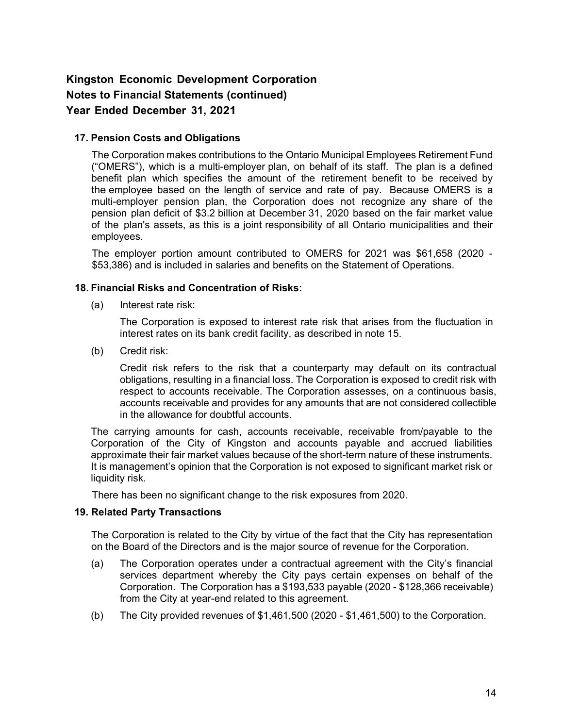# Kingston Economic Development Corporation
## Notes to Financial Statements (continued)
## Year Ended December 31, 2021

### 17. Pension Costs and Obligations

The Corporation makes contributions to the Ontario Municipal Employees Retirement Fund ("OMERS"), which is a multi-employer plan, on behalf of its staff. The plan is a defined benefit plan which specifies the amount of the retirement benefit to be received by the employee based on the length of service and rate of pay. Because OMERS is a multi-employer pension plan, the Corporation does not recognize any share of the pension plan deficit of $3.2 billion at December 31, 2020 based on the fair market value of the plan's assets, as this is a joint responsibility of all Ontario municipalities and their employees.

The employer portion amount contributed to OMERS for 2021 was $61,658 (2020 - $53,386) and is included in salaries and benefits on the Statement of Operations.

### 18. Financial Risks and Concentration of Risks:

(a) Interest rate risk:

The Corporation is exposed to interest rate risk that arises from the fluctuation in interest rates on its bank credit facility, as described in note 15.

(b) Credit risk:

Credit risk refers to the risk that a counterparty may default on its contractual obligations, resulting in a financial loss. The Corporation is exposed to credit risk with respect to accounts receivable. The Corporation assesses, on a continuous basis, accounts receivable and provides for any amounts that are not considered collectible in the allowance for doubtful accounts.

The carrying amounts for cash, accounts receivable, receivable from/payable to the Corporation of the City of Kingston and accounts payable and accrued liabilities approximate their fair market values because of the short-term nature of these instruments. It is management's opinion that the Corporation is not exposed to significant market risk or liquidity risk.

There has been no significant change to the risk exposures from 2020.

### 19. Related Party Transactions

The Corporation is related to the City by virtue of the fact that the City has representation on the Board of the Directors and is the major source of revenue for the Corporation.

(a) The Corporation operates under a contractual agreement with the City's financial services department whereby the City pays certain expenses on behalf of the Corporation. The Corporation has a $193,533 payable (2020 - $128,366 receivable) from the City at year-end related to this agreement.

(b) The City provided revenues of $1,461,500 (2020 - $1,461,500) to the Corporation.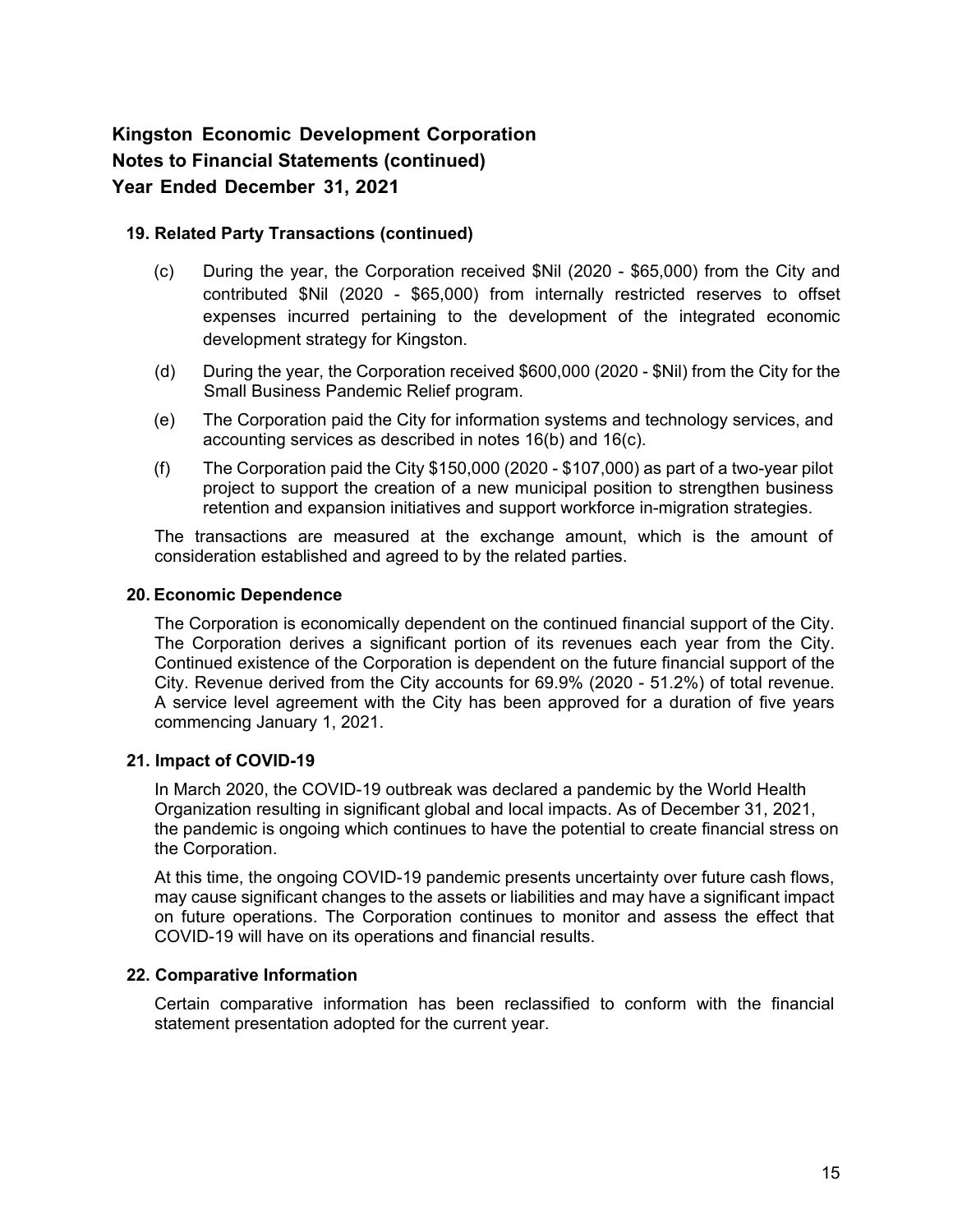# Kingston Economic Development Corporation
# Notes to Financial Statements (continued)
# Year Ended December 31, 2021

## 19. Related Party Transactions (continued)

(c) During the year, the Corporation received $Nil (2020 - $65,000) from the City and contributed $Nil (2020 - $65,000) from internally restricted reserves to offset expenses incurred pertaining to the development of the integrated economic development strategy for Kingston.

(d) During the year, the Corporation received $600,000 (2020 - $Nil) from the City for the Small Business Pandemic Relief program.

(e) The Corporation paid the City for information systems and technology services, and accounting services as described in notes 16(b) and 16(c).

(f) The Corporation paid the City $150,000 (2020 - $107,000) as part of a two-year pilot project to support the creation of a new municipal position to strengthen business retention and expansion initiatives and support workforce in-migration strategies.

The transactions are measured at the exchange amount, which is the amount of consideration established and agreed to by the related parties.

## 20. Economic Dependence

The Corporation is economically dependent on the continued financial support of the City. The Corporation derives a significant portion of its revenues each year from the City. Continued existence of the Corporation is dependent on the future financial support of the City. Revenue derived from the City accounts for 69.9% (2020 - 51.2%) of total revenue. A service level agreement with the City has been approved for a duration of five years commencing January 1, 2021.

## 21. Impact of COVID-19

In March 2020, the COVID-19 outbreak was declared a pandemic by the World Health Organization resulting in significant global and local impacts. As of December 31, 2021, the pandemic is ongoing which continues to have the potential to create financial stress on the Corporation.

At this time, the ongoing COVID-19 pandemic presents uncertainty over future cash flows, may cause significant changes to the assets or liabilities and may have a significant impact on future operations. The Corporation continues to monitor and assess the effect that COVID-19 will have on its operations and financial results.

## 22. Comparative Information

Certain comparative information has been reclassified to conform with the financial statement presentation adopted for the current year.